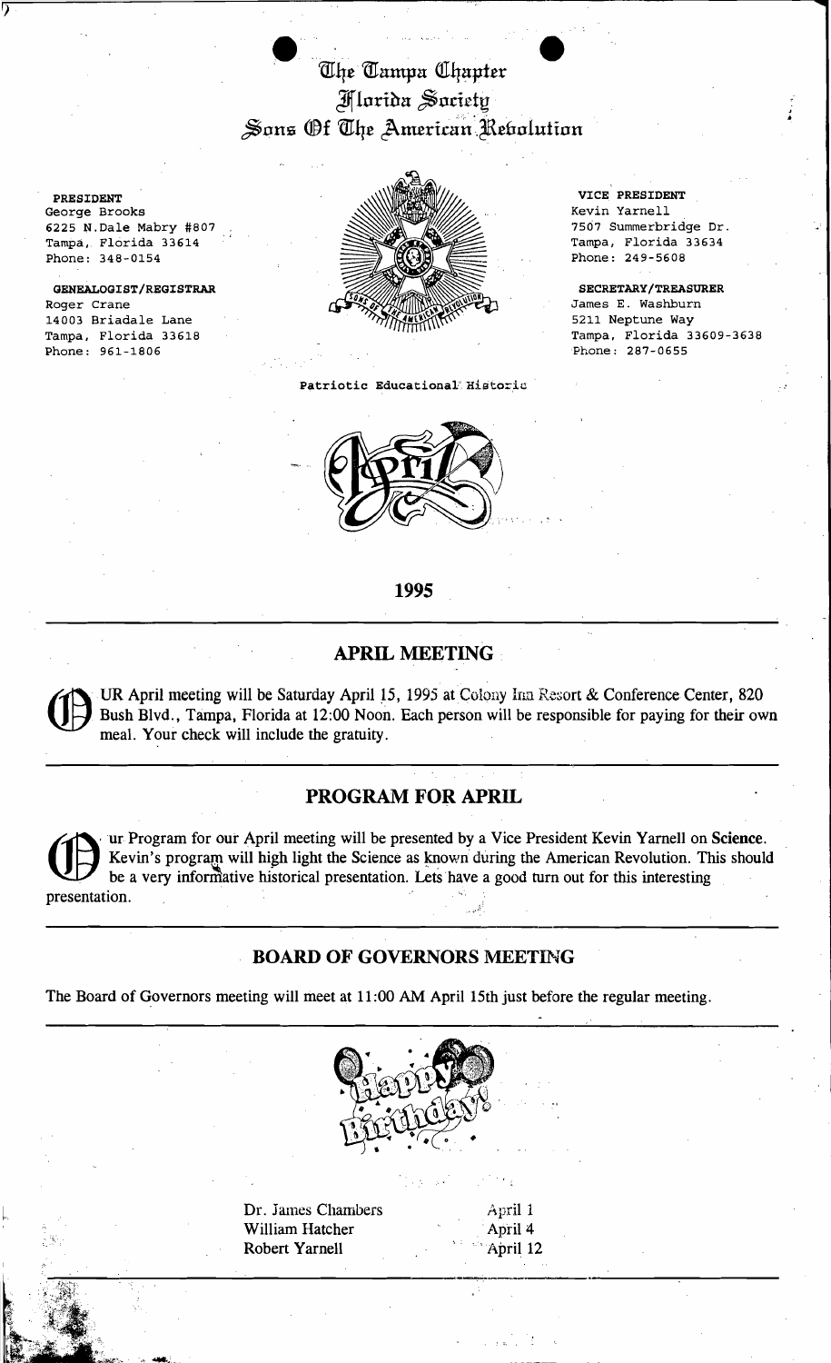# The Tampa Chapter
## Florida Society
## Sons Of The American Revolution

**PRESIDENT**
George Brooks
6225 N.Dale Mabry #807
Tampa, Florida 33614
Phone: 348-0154

**GENEALOGIST/REGISTRAR**
Roger Crane
14003 Briadale Lane
Tampa, Florida 33618
Phone: 961-1806

**VICE PRESIDENT**
Kevin Yarnell
7507 Summerbridge Dr.
Tampa, Florida 33634
Phone: 249-5608

**SECRETARY/TREASURER**
James E. Washburn
5211 Neptune Way
Tampa, Florida 33609-3638
Phone: 287-0655

Patriotic Educational Historic

April

**1995**

## APRIL MEETING

OUR April meeting will be Saturday April 15, 1995 at Colony Inn Resort & Conference Center, 820 Bush Blvd., Tampa, Florida at 12:00 Noon. Each person will be responsible for paying for their own meal. Your check will include the gratuity.

## PROGRAM FOR APRIL

Our Program for our April meeting will be presented by a Vice President Kevin Yarnell on **Science**. Kevin's program will high light the Science as known during the American Revolution. This should be a very informative historical presentation. Lets have a good turn out for this interesting presentation.

## BOARD OF GOVERNORS MEETING

The Board of Governors meeting will meet at 11:00 AM April 15th just before the regular meeting.

Happy Birthday!

| | |
|---|---|
| Dr. James Chambers | April 1 |
| William Hatcher | April 4 |
| Robert Yarnell | April 12 |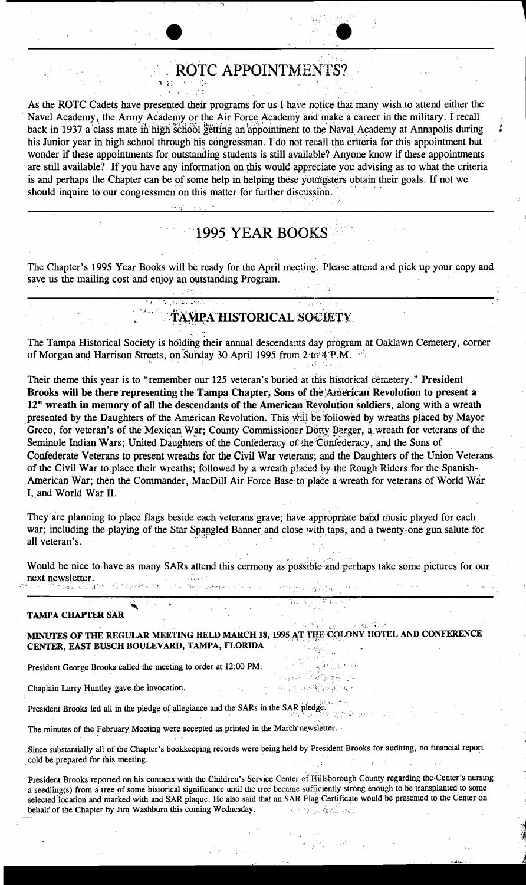## ROTC APPOINTMENTS?

As the ROTC Cadets have presented their programs for us I have notice that many wish to attend either the Navel Academy, the Army Academy or the Air Force Academy and make a career in the military. I recall back in 1937 a class mate in high school getting an appointment to the Naval Academy at Annapolis during his Junior year in high school through his congressman. I do not recall the criteria for this appointment but wonder if these appointments for outstanding students is still available? Anyone know if these appointments are still available? If you have any information on this would appreciate you advising as to what the criteria is and perhaps the Chapter can be of some help in helping these youngsters obtain their goals. If not we should inquire to our congressmen on this matter for further discussion.

## 1995 YEAR BOOKS

The Chapter's 1995 Year Books will be ready for the April meeting, Please attend and pick up your copy and save us the mailing cost and enjoy an outstanding Program.

## TAMPA HISTORICAL SOCIETY

The Tampa Historical Society is holding their annual descendants day program at Oaklawn Cemetery, corner of Morgan and Harrison Streets, on Sunday 30 April 1995 from 2 to 4 P.M.

Their theme this year is to "remember our 125 veteran's buried at this historical cemetery." **President Brooks will be there representing the Tampa Chapter, Sons of the American Revolution to present a 12" wreath in memory of all the descendants of the American Revolution soldiers,** along with a wreath presented by the Daughters of the American Revolution. This will be followed by wreaths placed by Mayor Greco, for veteran's of the Mexican War; County Commissioner Dotty Berger, a wreath for veterans of the Seminole Indian Wars; United Daughters of the Confederacy of the Confederacy, and the Sons of Confederate Veterans to present wreaths for the Civil War veterans; and the Daughters of the Union Veterans of the Civil War to place their wreaths; followed by a wreath placed by the Rough Riders for the Spanish-American War; then the Commander, MacDill Air Force Base to place a wreath for veterans of World War I, and World War II.

They are planning to place flags beside each veterans grave; have appropriate band music played for each war; including the playing of the Star Spangled Banner and close with taps, and a twenty-one gun salute for all veteran's.

Would be nice to have as many SARs attend this cermony as possible and perhaps take some pictures for our next newsletter.

**TAMPA CHAPTER SAR**

**MINUTES OF THE REGULAR MEETING HELD MARCH 18, 1995 AT THE COLONY HOTEL AND CONFERENCE CENTER, EAST BUSCH BOULEVARD, TAMPA, FLORIDA**

President George Brooks called the meeting to order at 12:00 PM.

Chaplain Larry Huntley gave the invocation.

President Brooks led all in the pledge of allegiance and the SARs in the SAR pledge.

The minutes of the February Meeting were accepted as printed in the March newsletter.

Since substantially all of the Chapter's bookkeeping records were being held by President Brooks for auditing, no financial report cold be prepared for this meeting.

President Brooks reported on his contacts with the Children's Service Center of Hillsborough County regarding the Center's nursing a seedling(s) from a tree of some historical significance until the tree became sufficiently strong enough to be transplanted to some selected location and marked with and SAR plaque. He also said that an SAR Flag Certificate would be presented to the Center on behalf of the Chapter by Jim Washburn this coming Wednesday.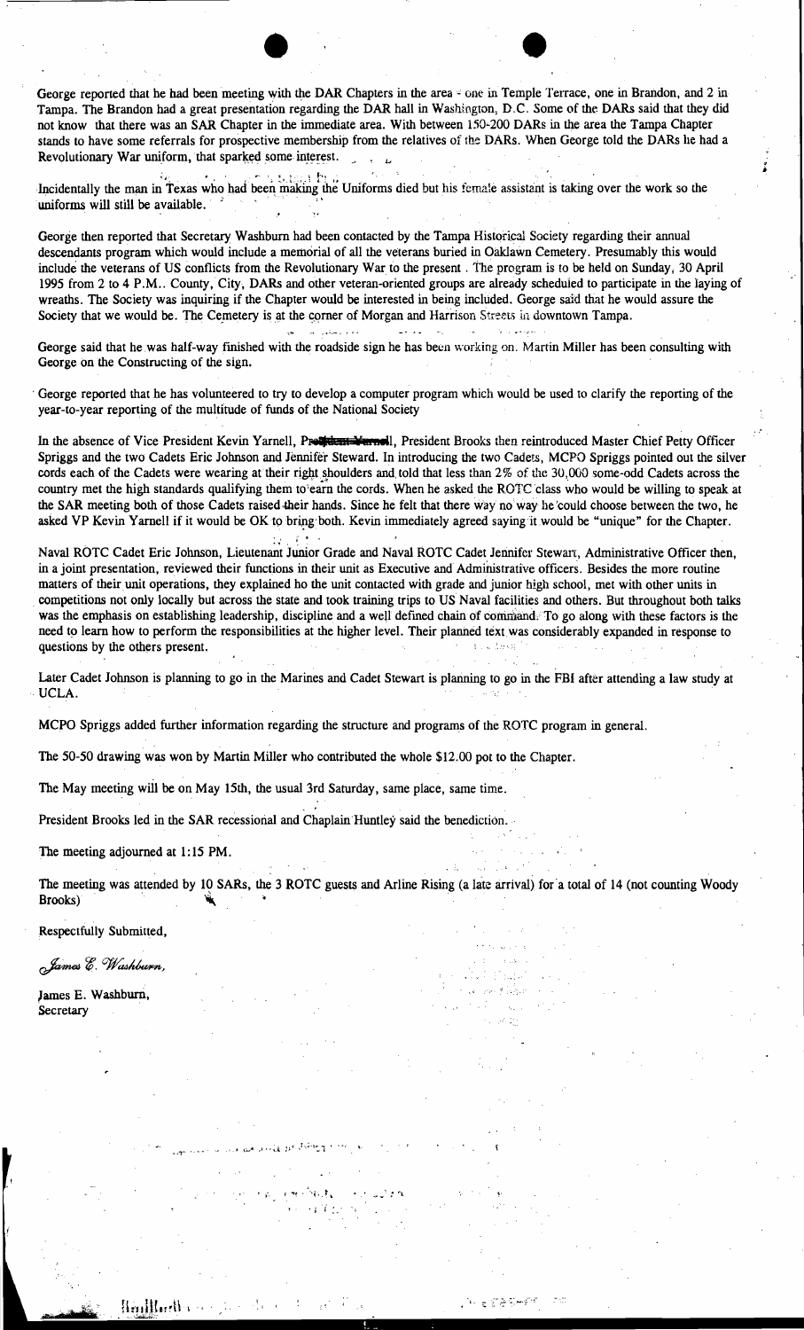George reported that he had been meeting with the DAR Chapters in the area - one in Temple Terrace, one in Brandon, and 2 in Tampa. The Brandon had a great presentation regarding the DAR hall in Washington, D.C. Some of the DARs said that they did not know that there was an SAR Chapter in the immediate area. With between 150-200 DARs in the area the Tampa Chapter stands to have some referrals for prospective membership from the relatives of the DARs. When George told the DARs he had a Revolutionary War uniform, that sparked some interest.

Incidentally the man in Texas who had been making the Uniforms died but his female assistant is taking over the work so the uniforms will still be available.

George then reported that Secretary Washburn had been contacted by the Tampa Historical Society regarding their annual descendants program which would include a memorial of all the veterans buried in Oaklawn Cemetery. Presumably this would include the veterans of US conflicts from the Revolutionary War to the present . The program is to be held on Sunday, 30 April 1995 from 2 to 4 P.M.. County, City, DARs and other veteran-oriented groups are already scheduled to participate in the laying of wreaths. The Society was inquiring if the Chapter would be interested in being included. George said that he would assure the Society that we would be. The Cemetery is at the corner of Morgan and Harrison Streets in downtown Tampa.

George said that he was half-way finished with the roadside sign he has been working on. Martin Miller has been consulting with George on the Constructing of the sign.

George reported that he has volunteered to try to develop a computer program which would be used to clarify the reporting of the year-to-year reporting of the multitude of funds of the National Society

In the absence of Vice President Kevin Yarnell, ~~President Yarnell~~, President Brooks then reintroduced Master Chief Petty Officer Spriggs and the two Cadets Eric Johnson and Jennifer Steward. In introducing the two Cadets, MCPO Spriggs pointed out the silver cords each of the Cadets were wearing at their right shoulders and told that less than 2% of the 30,000 some-odd Cadets across the country met the high standards qualifying them to earn the cords. When he asked the ROTC class who would be willing to speak at the SAR meeting both of those Cadets raised their hands. Since he felt that there way no way he could choose between the two, he asked VP Kevin Yarnell if it would be OK to bring both. Kevin immediately agreed saying it would be "unique" for the Chapter.

Naval ROTC Cadet Eric Johnson, Lieutenant Junior Grade and Naval ROTC Cadet Jennifer Stewart, Administrative Officer then, in a joint presentation, reviewed their functions in their unit as Executive and Administrative officers. Besides the more routine matters of their unit operations, they explained ho the unit contacted with grade and junior high school, met with other units in competitions not only locally but across the state and took training trips to US Naval facilities and others. But throughout both talks was the emphasis on establishing leadership, discipline and a well defined chain of command. To go along with these factors is the need to learn how to perform the responsibilities at the higher level. Their planned text was considerably expanded in response to questions by the others present.

Later Cadet Johnson is planning to go in the Marines and Cadet Stewart is planning to go in the FBI after attending a law study at UCLA.

MCPO Spriggs added further information regarding the structure and programs of the ROTC program in general.

The 50-50 drawing was won by Martin Miller who contributed the whole $12.00 pot to the Chapter.

The May meeting will be on May 15th, the usual 3rd Saturday, same place, same time.

President Brooks led in the SAR recessional and Chaplain Huntley said the benediction.

The meeting adjourned at 1:15 PM.

The meeting was attended by 10 SARs, the 3 ROTC guests and Arline Rising (a late arrival) for a total of 14 (not counting Woody Brooks)

Respectfully Submitted,

*James E. Washburn,*

James E. Washburn,
Secretary